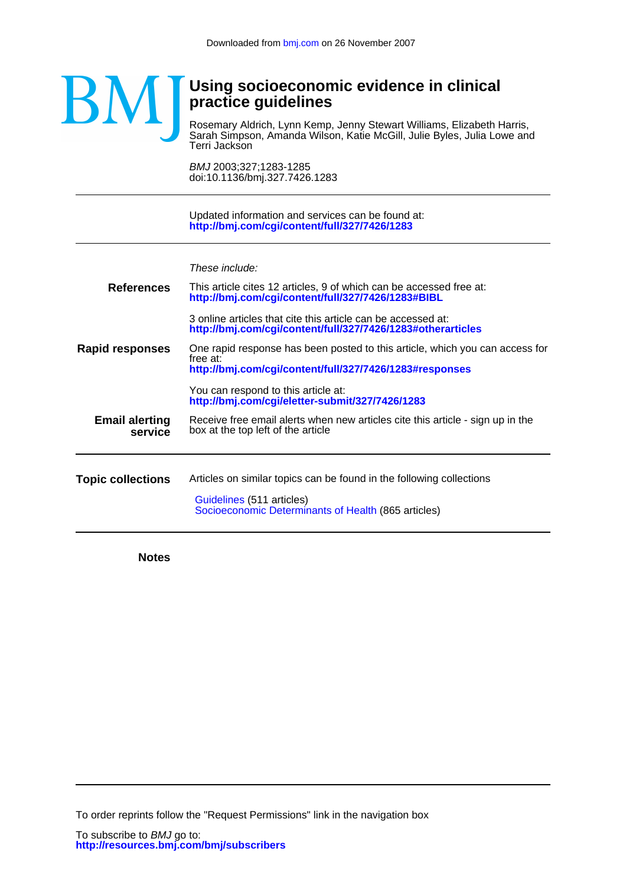Downloaded from bmj.com on 26 November 2007

BMJ

# Using socioeconomic evidence in clinical practice guidelines

Rosemary Aldrich, Lynn Kemp, Jenny Stewart Williams, Elizabeth Harris, Sarah Simpson, Amanda Wilson, Katie McGill, Julie Byles, Julia Lowe and Terri Jackson

*BMJ* 2003;327;1283-1285
doi:10.1136/bmj.327.7426.1283

---

Updated information and services can be found at:
**http://bmj.com/cgi/content/full/327/7426/1283**

---

*These include:*

**References**

This article cites 12 articles, 9 of which can be accessed free at:
**http://bmj.com/cgi/content/full/327/7426/1283#BIBL**

3 online articles that cite this article can be accessed at:
**http://bmj.com/cgi/content/full/327/7426/1283#otherarticles**

**Rapid responses**

One rapid response has been posted to this article, which you can access for free at:
**http://bmj.com/cgi/content/full/327/7426/1283#responses**

You can respond to this article at:
**http://bmj.com/cgi/eletter-submit/327/7426/1283**

**Email alerting service**

Receive free email alerts when new articles cite this article - sign up in the box at the top left of the article

---

**Topic collections**

Articles on similar topics can be found in the following collections

Guidelines (511 articles)
Socioeconomic Determinants of Health (865 articles)

---

**Notes**

---

To order reprints follow the "Request Permissions" link in the navigation box

To subscribe to *BMJ* go to:
**http://resources.bmj.com/bmj/subscribers**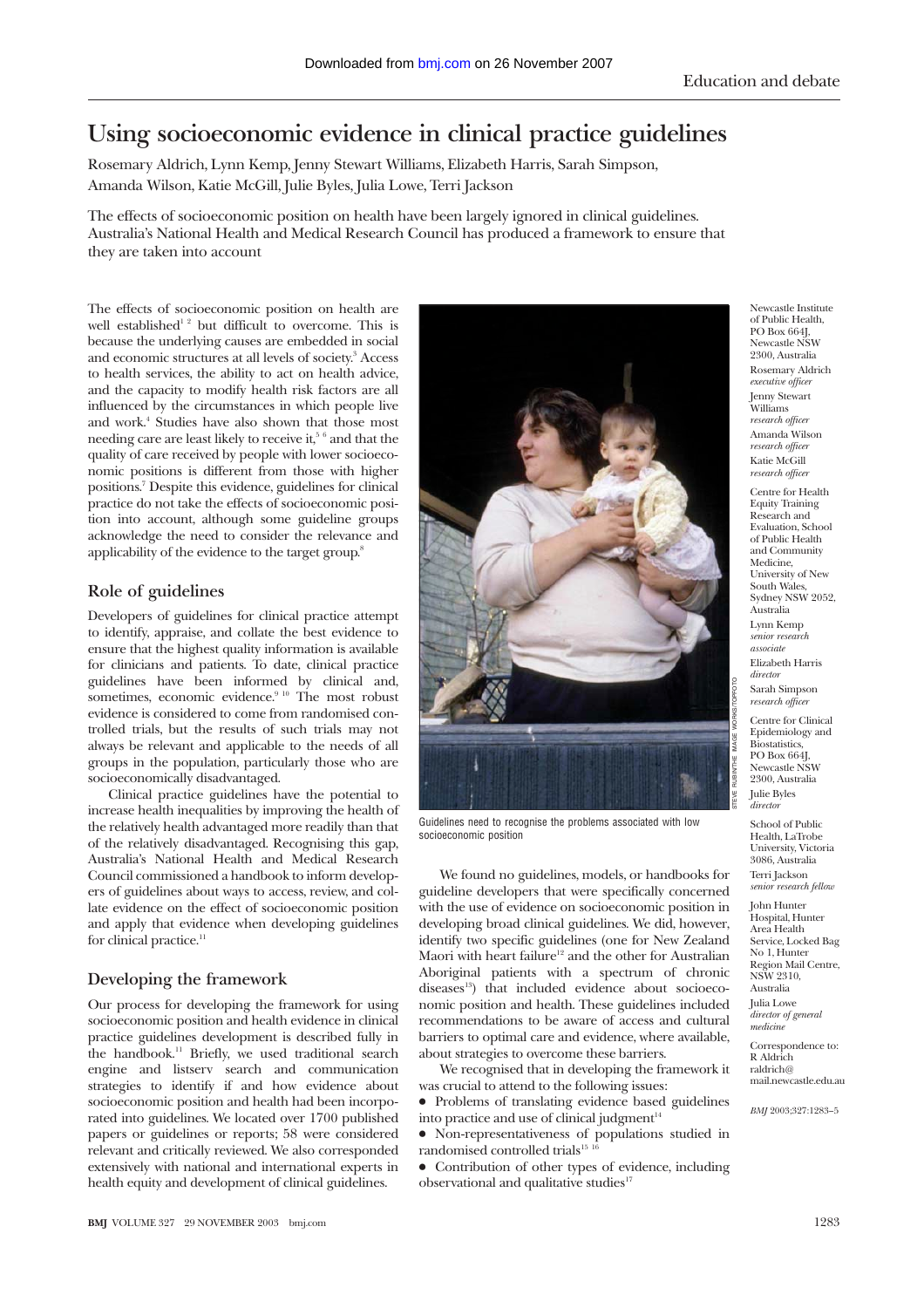# Using socioeconomic evidence in clinical practice guidelines

Rosemary Aldrich, Lynn Kemp, Jenny Stewart Williams, Elizabeth Harris, Sarah Simpson, Amanda Wilson, Katie McGill, Julie Byles, Julia Lowe, Terri Jackson

The effects of socioeconomic position on health have been largely ignored in clinical guidelines. Australia's National Health and Medical Research Council has produced a framework to ensure that they are taken into account

The effects of socioeconomic position on health are well established[1 2] but difficult to overcome. This is because the underlying causes are embedded in social and economic structures at all levels of society.[3] Access to health services, the ability to act on health advice, and the capacity to modify health risk factors are all influenced by the circumstances in which people live and work.[4] Studies have also shown that those most needing care are least likely to receive it,[5 6] and that the quality of care received by people with lower socioeconomic positions is different from those with higher positions.[7] Despite this evidence, guidelines for clinical practice do not take the effects of socioeconomic position into account, although some guideline groups acknowledge the need to consider the relevance and applicability of the evidence to the target group.[8]

## Role of guidelines

Developers of guidelines for clinical practice attempt to identify, appraise, and collate the best evidence to ensure that the highest quality information is available for clinicians and patients. To date, clinical practice guidelines have been informed by clinical and, sometimes, economic evidence.[9 10] The most robust evidence is considered to come from randomised controlled trials, but the results of such trials may not always be relevant and applicable to the needs of all groups in the population, particularly those who are socioeconomically disadvantaged.

Clinical practice guidelines have the potential to increase health inequalities by improving the health of the relatively health advantaged more readily than that of the relatively disadvantaged. Recognising this gap, Australia's National Health and Medical Research Council commissioned a handbook to inform developers of guidelines about ways to access, review, and collate evidence on the effect of socioeconomic position and apply that evidence when developing guidelines for clinical practice.[11]

## Developing the framework

Our process for developing the framework for using socioeconomic position and health evidence in clinical practice guidelines development is described fully in the handbook.[11] Briefly, we used traditional search engine and listserv search and communication strategies to identify if and how evidence about socioeconomic position and health had been incorporated into guidelines. We located over 1700 published papers or guidelines or reports; 58 were considered relevant and critically reviewed. We also corresponded extensively with national and international experts in health equity and development of clinical guidelines.

STEVE RUBIN/THE IMAGE WORKS/TOPFOTO

Guidelines need to recognise the problems associated with low socioeconomic position

We found no guidelines, models, or handbooks for guideline developers that were specifically concerned with the use of evidence on socioeconomic position in developing broad clinical guidelines. We did, however, identify two specific guidelines (one for New Zealand Maori with heart failure[12] and the other for Australian Aboriginal patients with a spectrum of chronic diseases[13]) that included evidence about socioeconomic position and health. These guidelines included recommendations to be aware of access and cultural barriers to optimal care and evidence, where available, about strategies to overcome these barriers.

We recognised that in developing the framework it was crucial to attend to the following issues:

- Problems of translating evidence based guidelines into practice and use of clinical judgment[14]
- Non-representativeness of populations studied in randomised controlled trials[15 16]
- Contribution of other types of evidence, including observational and qualitative studies[17]

Newcastle Institute of Public Health, PO Box 664J, Newcastle NSW 2300, Australia
Rosemary Aldrich *executive officer*
Jenny Stewart Williams *research officer*
Amanda Wilson *research officer*
Katie McGill *research officer*

Centre for Health Equity Training Research and Evaluation, School of Public Health and Community Medicine, University of New South Wales, Sydney NSW 2052, Australia
Lynn Kemp *senior research associate*
Elizabeth Harris *director*
Sarah Simpson *research officer*

Centre for Clinical Epidemiology and Biostatistics, PO Box 664J, Newcastle NSW 2300, Australia
Julie Byles *director*

School of Public Health, LaTrobe University, Victoria 3086, Australia
Terri Jackson *senior research fellow*

John Hunter Hospital, Hunter Area Health Service, Locked Bag No 1, Hunter Region Mail Centre, NSW 2310, Australia
Julia Lowe *director of general medicine*

Correspondence to: R Aldrich raldrich@mail.newcastle.edu.au

*BMJ* 2003;327:1283–5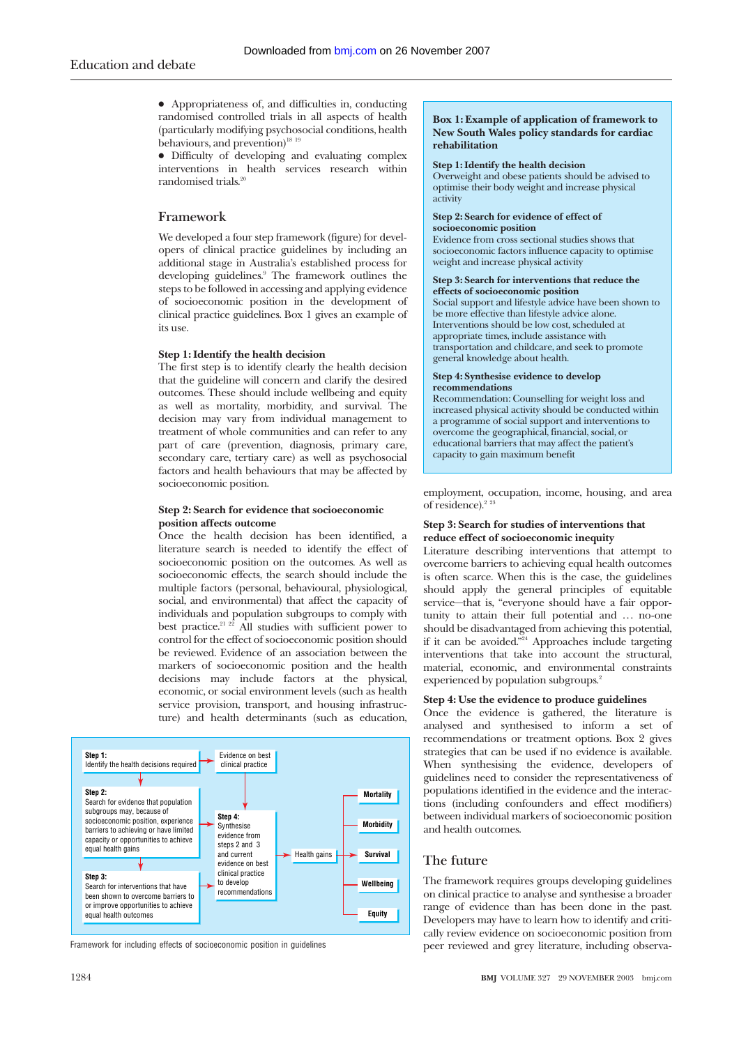- Appropriateness of, and difficulties in, conducting randomised controlled trials in all aspects of health (particularly modifying psychosocial conditions, health behaviours, and prevention)[18 19]
- Difficulty of developing and evaluating complex interventions in health services research within randomised trials.[20]

## Framework

We developed a four step framework (figure) for developers of clinical practice guidelines by including an additional stage in Australia's established process for developing guidelines.[9] The framework outlines the steps to be followed in accessing and applying evidence of socioeconomic position in the development of clinical practice guidelines. Box 1 gives an example of its use.

### Step 1: Identify the health decision

The first step is to identify clearly the health decision that the guideline will concern and clarify the desired outcomes. These should include wellbeing and equity as well as mortality, morbidity, and survival. The decision may vary from individual management to treatment of whole communities and can refer to any part of care (prevention, diagnosis, primary care, secondary care, tertiary care) as well as psychosocial factors and health behaviours that may be affected by socioeconomic position.

### Step 2: Search for evidence that socioeconomic position affects outcome

Once the health decision has been identified, a literature search is needed to identify the effect of socioeconomic position on the outcomes. As well as socioeconomic effects, the search should include the multiple factors (personal, behavioural, physiological, social, and environmental) that affect the capacity of individuals and population subgroups to comply with best practice.[21 22] All studies with sufficient power to control for the effect of socioeconomic position should be reviewed. Evidence of an association between the markers of socioeconomic position and the health decisions may include factors at the physical, economic, or social environment levels (such as health service provision, transport, and housing infrastructure) and health determinants (such as education, employment, occupation, income, housing, and area of residence).[2 23]

### Step 3: Search for studies of interventions that reduce effect of socioeconomic inequity

Literature describing interventions that attempt to overcome barriers to achieving equal health outcomes is often scarce. When this is the case, the guidelines should apply the general principles of equitable service—that is, "everyone should have a fair opportunity to attain their full potential and … no-one should be disadvantaged from achieving this potential, if it can be avoided."[24] Approaches include targeting interventions that take into account the structural, material, economic, and environmental constraints experienced by population subgroups.[2]

### Step 4: Use the evidence to produce guidelines

Once the evidence is gathered, the literature is analysed and synthesised to inform a set of recommendations or treatment options. Box 2 gives strategies that can be used if no evidence is available. When synthesising the evidence, developers of guidelines need to consider the representativeness of populations identified in the evidence and the interactions (including confounders and effect modifiers) between individual markers of socioeconomic position and health outcomes.

> **Box 1: Example of application of framework to New South Wales policy standards for cardiac rehabilitation**
>
> **Step 1: Identify the health decision**
> Overweight and obese patients should be advised to optimise their body weight and increase physical activity
>
> **Step 2: Search for evidence of effect of socioeconomic position**
> Evidence from cross sectional studies shows that socioeconomic factors influence capacity to optimise weight and increase physical activity
>
> **Step 3: Search for interventions that reduce the effects of socioeconomic position**
> Social support and lifestyle advice have been shown to be more effective than lifestyle advice alone. Interventions should be low cost, scheduled at appropriate times, include assistance with transportation and childcare, and seek to promote general knowledge about health.
>
> **Step 4: Synthesise evidence to develop recommendations**
> Recommendation: Counselling for weight loss and increased physical activity should be conducted within a programme of social support and interventions to overcome the geographical, financial, social, or educational barriers that may affect the patient's capacity to gain maximum benefit

**Step 1:** Identify the health decisions required → Evidence on best clinical practice

**Step 2:** Search for evidence that population subgroups may, because of socioeconomic position, experience barriers to achieving or have limited capacity or opportunities to achieve equal health gains

**Step 3:** Search for interventions that have been shown to overcome barriers to or improve opportunities to achieve equal health outcomes

**Step 4:** Synthesise evidence from steps 2 and 3 and current evidence on best clinical practice to develop recommendations → Health gains → Mortality, Morbidity, Survival, Wellbeing, Equity

Framework for including effects of socioeconomic position in guidelines

## The future

The framework requires groups developing guidelines on clinical practice to analyse and synthesise a broader range of evidence than has been done in the past. Developers may have to learn how to identify and critically review evidence on socioeconomic position from peer reviewed and grey literature, including observa-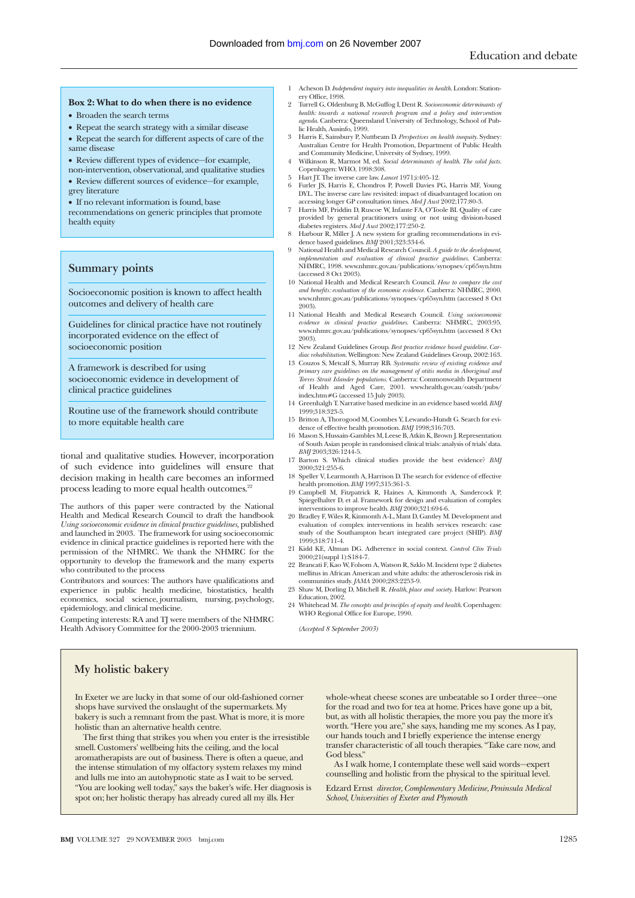### Box 2: What to do when there is no evidence

- Broaden the search terms
- Repeat the search strategy with a similar disease
- Repeat the search for different aspects of care of the same disease
- Review different types of evidence—for example, non-intervention, observational, and qualitative studies
- Review different sources of evidence—for example, grey literature
- If no relevant information is found, base recommendations on generic principles that promote health equity

### Summary points

Socioeconomic position is known to affect health outcomes and delivery of health care

Guidelines for clinical practice have not routinely incorporated evidence on the effect of socioeconomic position

A framework is described for using socioeconomic evidence in development of clinical practice guidelines

Routine use of the framework should contribute to more equitable health care

tional and qualitative studies. However, incorporation of such evidence into guidelines will ensure that decision making in health care becomes an informed process leading to more equal health outcomes.[22]

The authors of this paper were contracted by the National Health and Medical Research Council to draft the handbook *Using socioeconomic evidence in clinical practice guidelines*, published and launched in 2003. The framework for using socioeconomic evidence in clinical practice guidelines is reported here with the permission of the NHMRC. We thank the NHMRC for the opportunity to develop the framework and the many experts who contributed to the process

Contributors and sources: The authors have qualifications and experience in public health medicine, biostatistics, health economics, social science, journalism, nursing, psychology, epidemiology, and clinical medicine.

Competing interests: RA and TJ were members of the NHMRC Health Advisory Committee for the 2000-2003 triennium.

1. Acheson D. *Independent inquiry into inequalities in health*. London: Stationery Office, 1998.
2. Turrell G, Oldenburg B, McGuffog I, Dent R. *Socioeconomic determinants of health: towards a national research program and a policy and intervention agenda*. Canberra: Queensland University of Technology, School of Public Health, Ausinfo, 1999.
3. Harris E, Sainsbury P, Nuttbeam D. *Perspectives on health inequity*. Sydney: Australian Centre for Health Promotion, Department of Public Health and Community Medicine, University of Sydney, 1999.
4. Wilkinson R, Marmot M, ed. *Social determinants of health. The solid facts*. Copenhagen: WHO, 1998:308.
5. Hart JT. The inverse care law. *Lancet* 1971;i:405-12.
6. Furler JS, Harris E, Chondros P, Powell Davies PG, Harris MF, Young DYL. The inverse care law revisited: impact of disadvantaged location on accessing longer GP consultation times. *Med J Aust* 2002;177:80-3.
7. Harris MF, Priddin D, Ruscoe W, Infante FA, O'Toole BI. Quality of care provided by general practitioners using or not using division-based diabetes registers. *Med J Aust* 2002;177:250-2.
8. Harbour R, Miller J. A new system for grading recommendations in evidence based guidelines. *BMJ* 2001;323:334-6.
9. National Health and Medical Research Council. *A guide to the development, implementation and evaluation of clinical practice guidelines*. Canberra: NHMRC, 1998. www.nhmrc.gov.au/publications/synopses/cp65syn.htm (accessed 8 Oct 2003).
10. National Health and Medical Research Council. *How to compare the cost and benefits: evaluation of the economic evidence*. Canberra: NHMRC, 2000. www.nhmrc.gov.au/publications/synopses/cp65syn.htm (accessed 8 Oct 2003).
11. National Health and Medical Research Council. *Using socioeconomic evidence in clinical practice guidelines*. Canberra: NHMRC, 2003:95. www.nhmrc.gov.au/publications/synopses/cp65syn.htm (accessed 8 Oct 2003).
12. New Zealand Guidelines Group. *Best practice evidence based guideline. Cardiac rehabilitation*. Wellington: New Zealand Guidelines Group, 2002:163.
13. Couzos S, Metcalf S, Murray RB. *Systematic review of existing evidence and primary care guidelines on the management of otitis media in Aboriginal and Torres Strait Islander populations*. Canberra: Commonwealth Department of Health and Aged Care, 2001. www.health.gov.au/oatsih/pubs/index.htm#G (accessed 15 July 2003).
14. Greenhalgh T. Narrative based medicine in an evidence based world. *BMJ* 1999;318:323-5.
15. Britton A, Thorogood M, Coombes Y, Lewando-Hundt G. Search for evidence of effective health promotion. *BMJ* 1998;316:703.
16. Mason S, Hussain-Gambles M, Leese B, Atkin K, Brown J. Representation of South Asian people in randomised clinical trials: analysis of trials' data. *BMJ* 2003;326:1244-5.
17. Barton S. Which clinical studies provide the best evidence? *BMJ* 2000;321:255-6.
18. Speller V, Learmonth A, Harrison D. The search for evidence of effective health promotion. *BMJ* 1997;315:361-3.
19. Campbell M, Fitzpatrick R, Haines A, Kinmonth A, Sandercock P, Spiegelhalter D, et al. Framework for design and evaluation of complex interventions to improve health. *BMJ* 2000;321:694-6.
20. Bradley F, Wiles R, Kinmonth A-L, Mant D, Gantley M. Development and evaluation of complex interventions in health services research: case study of the Southampton heart integrated care project (SHIP). *BMJ* 1999;318:711-4.
21. Kidd KE, Altman DG. Adherence in social context. *Control Clin Trials* 2000;21(suppl 1):S184-7.
22. Brancati F, Kao W, Folsom A, Watson R, Szklo M. Incident type 2 diabetes mellitus in African American and white adults: the atherosclerosis risk in communities study. *JAMA* 2000;283:2253-9.
23. Shaw M, Dorling D, Mitchell R. *Health, place and society*. Harlow: Pearson Education, 2002.
24. Whitehead M. *The concepts and principles of equity and health*. Copenhagen: WHO Regional Office for Europe, 1990.

*(Accepted 8 September 2003)*

## My holistic bakery

In Exeter we are lucky in that some of our old-fashioned corner shops have survived the onslaught of the supermarkets. My bakery is such a remnant from the past. What is more, it is more holistic than an alternative health centre.

The first thing that strikes you when you enter is the irresistible smell. Customers' wellbeing hits the ceiling, and the local aromatherapists are out of business. There is often a queue, and the intense stimulation of my olfactory system relaxes my mind and lulls me into an autohypnotic state as I wait to be served. "You are looking well today," says the baker's wife. Her diagnosis is spot on; her holistic therapy has already cured all my ills. Her whole-wheat cheese scones are unbeatable so I order three—one for the road and two for tea at home. Prices have gone up a bit, but, as with all holistic therapies, the more you pay the more it's worth. "Here you are," she says, handing me my scones. As I pay, our hands touch and I briefly experience the intense energy transfer characteristic of all touch therapies. "Take care now, and God bless."

As I walk home, I contemplate these well said words—expert counselling and holistic from the physical to the spiritual level.

Edzard Ernst *director, Complementary Medicine, Peninsula Medical School, Universities of Exeter and Plymouth*